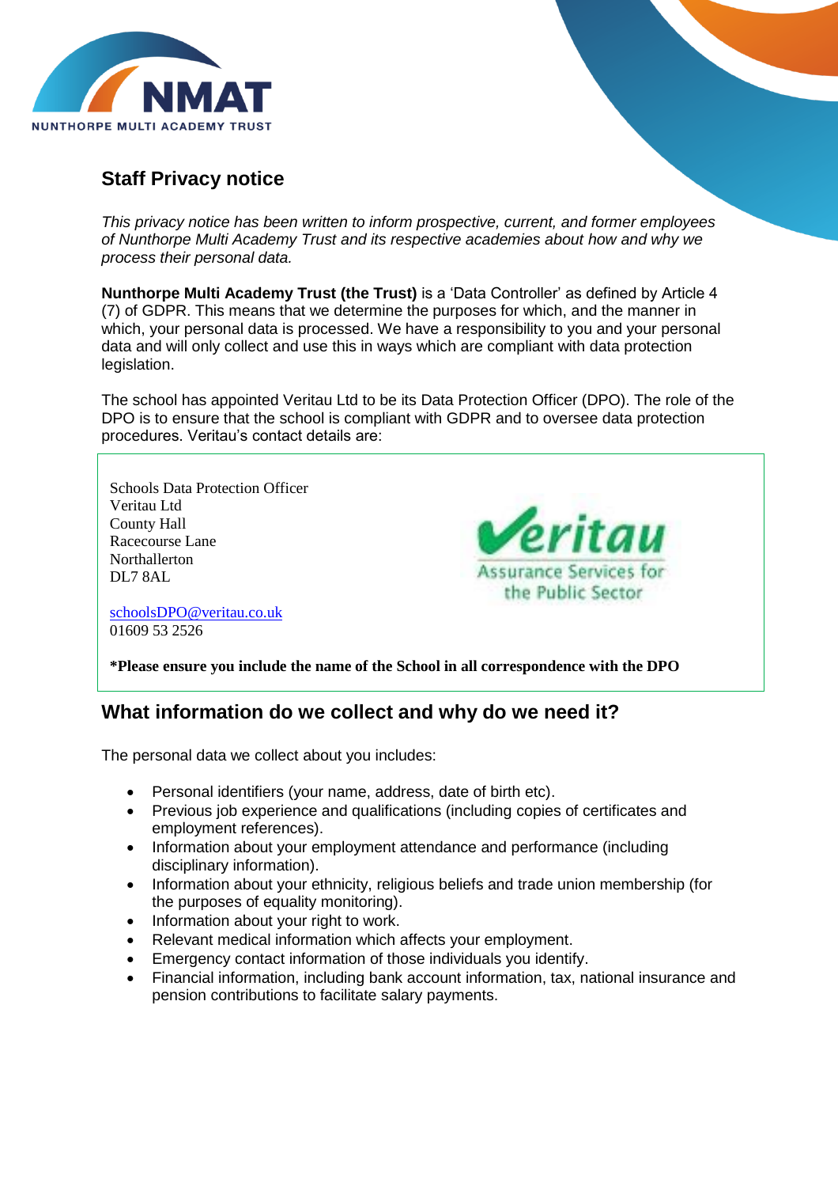## Staff Privacy notice

*This privacy notice has been written to inform prospective, current, and former employees of Nunthorpe Multi Academy Trust and its respective academies about how and why we process their personal data.*

**Nunthorpe Multi Academy Trust (the Trust)** is a 'Data Controller' as defined by Article 4 (7) of GDPR. This means that we determine the purposes for which, and the manner in which, your personal data is processed. We have a responsibility to you and your personal data and will only collect and use this in ways which are compliant with data protection legislation.

The school has appointed Veritau Ltd to be its Data Protection Officer (DPO). The role of the DPO is to ensure that the school is compliant with GDPR and to oversee data protection procedures. Veritau's contact details are:

Schools Data Protection Officer
Veritau Ltd
County Hall
Racecourse Lane
Northallerton
DL7 8AL

schoolsDPO@veritau.co.uk
01609 53 2526

**\*Please ensure you include the name of the School in all correspondence with the DPO**

## What information do we collect and why do we need it?

The personal data we collect about you includes:

- Personal identifiers (your name, address, date of birth etc).
- Previous job experience and qualifications (including copies of certificates and employment references).
- Information about your employment attendance and performance (including disciplinary information).
- Information about your ethnicity, religious beliefs and trade union membership (for the purposes of equality monitoring).
- Information about your right to work.
- Relevant medical information which affects your employment.
- Emergency contact information of those individuals you identify.
- Financial information, including bank account information, tax, national insurance and pension contributions to facilitate salary payments.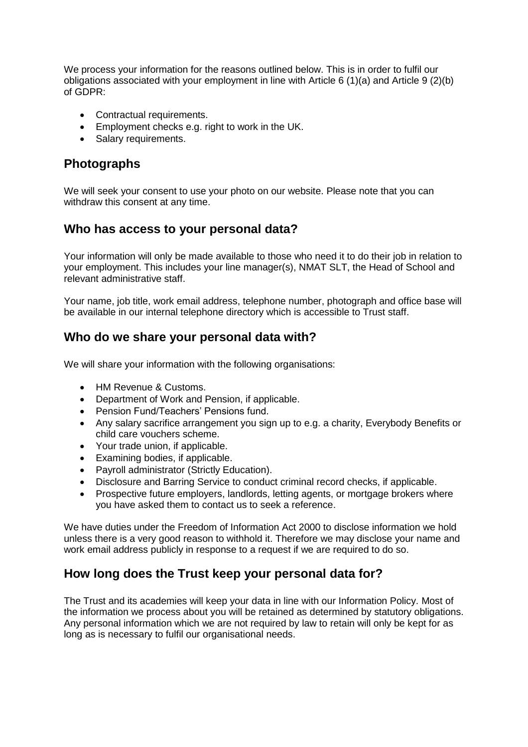We process your information for the reasons outlined below. This is in order to fulfil our obligations associated with your employment in line with Article 6 (1)(a) and Article 9 (2)(b) of GDPR:

- Contractual requirements.
- Employment checks e.g. right to work in the UK.
- Salary requirements.

## Photographs

We will seek your consent to use your photo on our website. Please note that you can withdraw this consent at any time.

## Who has access to your personal data?

Your information will only be made available to those who need it to do their job in relation to your employment. This includes your line manager(s), NMAT SLT, the Head of School and relevant administrative staff.

Your name, job title, work email address, telephone number, photograph and office base will be available in our internal telephone directory which is accessible to Trust staff.

## Who do we share your personal data with?

We will share your information with the following organisations:

- HM Revenue & Customs.
- Department of Work and Pension, if applicable.
- Pension Fund/Teachers' Pensions fund.
- Any salary sacrifice arrangement you sign up to e.g. a charity, Everybody Benefits or child care vouchers scheme.
- Your trade union, if applicable.
- Examining bodies, if applicable.
- Payroll administrator (Strictly Education).
- Disclosure and Barring Service to conduct criminal record checks, if applicable.
- Prospective future employers, landlords, letting agents, or mortgage brokers where you have asked them to contact us to seek a reference.

We have duties under the Freedom of Information Act 2000 to disclose information we hold unless there is a very good reason to withhold it. Therefore we may disclose your name and work email address publicly in response to a request if we are required to do so.

## How long does the Trust keep your personal data for?

The Trust and its academies will keep your data in line with our Information Policy. Most of the information we process about you will be retained as determined by statutory obligations. Any personal information which we are not required by law to retain will only be kept for as long as is necessary to fulfil our organisational needs.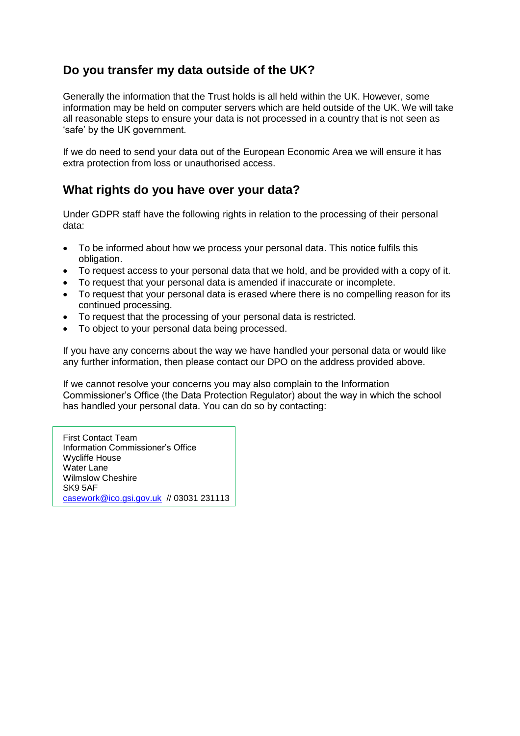## Do you transfer my data outside of the UK?

Generally the information that the Trust holds is all held within the UK. However, some information may be held on computer servers which are held outside of the UK. We will take all reasonable steps to ensure your data is not processed in a country that is not seen as 'safe' by the UK government.

If we do need to send your data out of the European Economic Area we will ensure it has extra protection from loss or unauthorised access.

## What rights do you have over your data?

Under GDPR staff have the following rights in relation to the processing of their personal data:

- To be informed about how we process your personal data. This notice fulfils this obligation.
- To request access to your personal data that we hold, and be provided with a copy of it.
- To request that your personal data is amended if inaccurate or incomplete.
- To request that your personal data is erased where there is no compelling reason for its continued processing.
- To request that the processing of your personal data is restricted.
- To object to your personal data being processed.

If you have any concerns about the way we have handled your personal data or would like any further information, then please contact our DPO on the address provided above.

If we cannot resolve your concerns you may also complain to the Information Commissioner's Office (the Data Protection Regulator) about the way in which the school has handled your personal data. You can do so by contacting:

First Contact Team
Information Commissioner's Office
Wycliffe House
Water Lane
Wilmslow Cheshire
SK9 5AF
casework@ico.gsi.gov.uk // 03031 231113